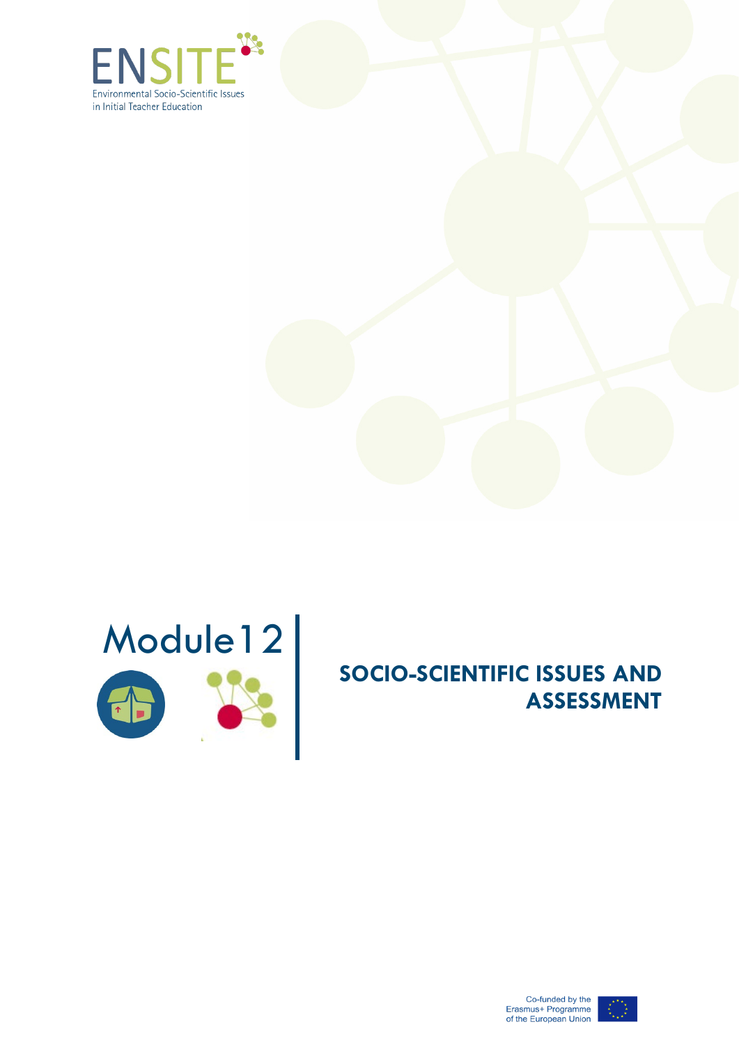ENSITE

Environmental Socio-Scientific Issues in Initial Teacher Education

# Module 12

## SOCIO-SCIENTIFIC ISSUES AND ASSESSMENT

Co-funded by the Erasmus+ Programme of the European Union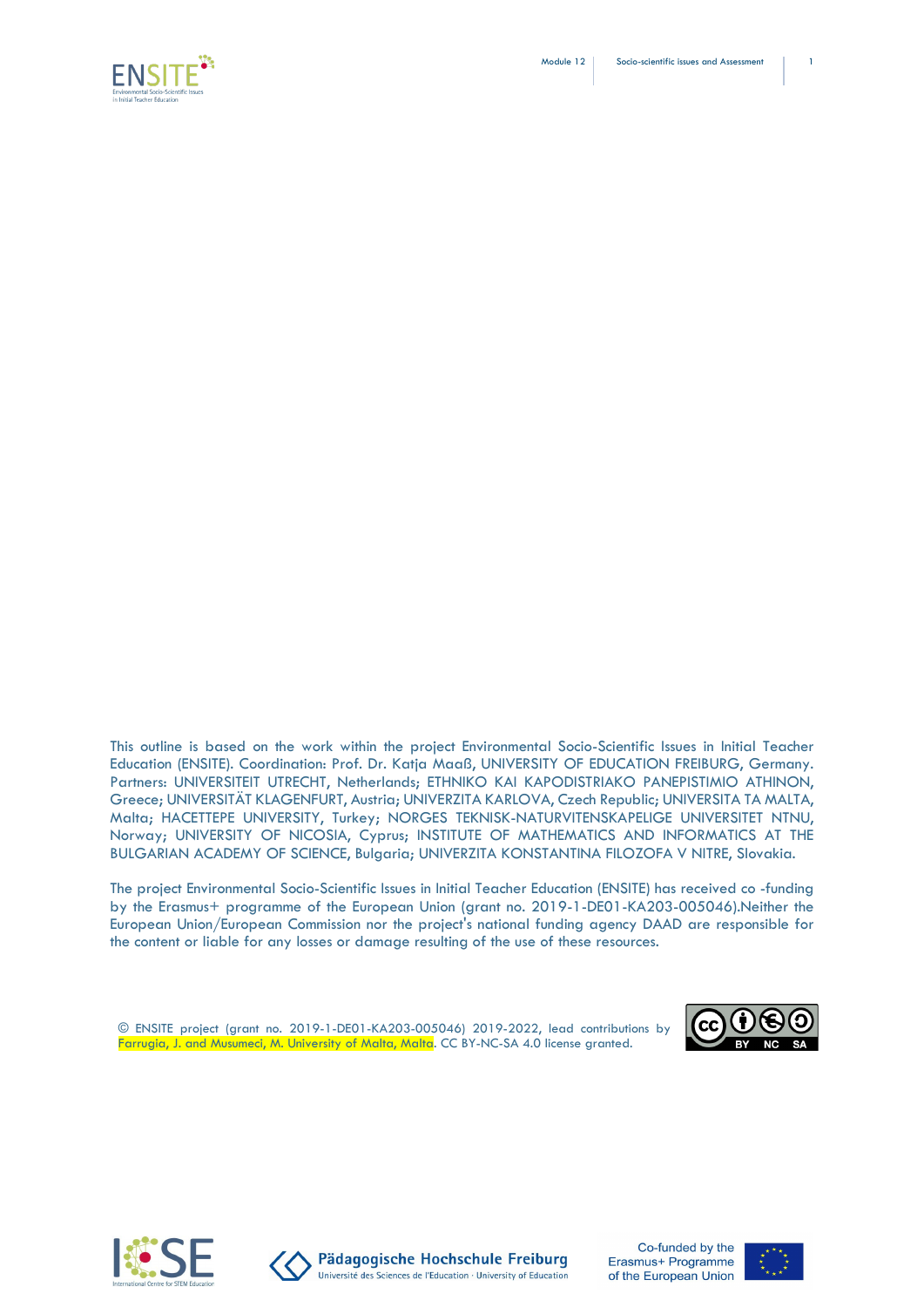This outline is based on the work within the project Environmental Socio-Scientific Issues in Initial Teacher Education (ENSITE). Coordination: Prof. Dr. Katja Maaß, UNIVERSITY OF EDUCATION FREIBURG, Germany. Partners: UNIVERSITEIT UTRECHT, Netherlands; ETHNIKO KAI KAPODISTRIAKO PANEPISTIMIO ATHINON, Greece; UNIVERSITÄT KLAGENFURT, Austria; UNIVERZITA KARLOVA, Czech Republic; UNIVERSITA TA MALTA, Malta; HACETTEPE UNIVERSITY, Turkey; NORGES TEKNISK-NATURVITENSKAPELIGE UNIVERSITET NTNU, Norway; UNIVERSITY OF NICOSIA, Cyprus; INSTITUTE OF MATHEMATICS AND INFORMATICS AT THE BULGARIAN ACADEMY OF SCIENCE, Bulgaria; UNIVERZITA KONSTANTINA FILOZOFA V NITRE, Slovakia.

The project Environmental Socio-Scientific Issues in Initial Teacher Education (ENSITE) has received co -funding by the Erasmus+ programme of the European Union (grant no. 2019-1-DE01-KA203-005046).Neither the European Union/European Commission nor the project's national funding agency DAAD are responsible for the content or liable for any losses or damage resulting of the use of these resources.

© ENSITE project (grant no. 2019-1-DE01-KA203-005046) 2019-2022, lead contributions by Farrugia, J. and Musumeci, M. University of Malta, Malta. CC BY-NC-SA 4.0 license granted.

Co-funded by the Erasmus+ Programme of the European Union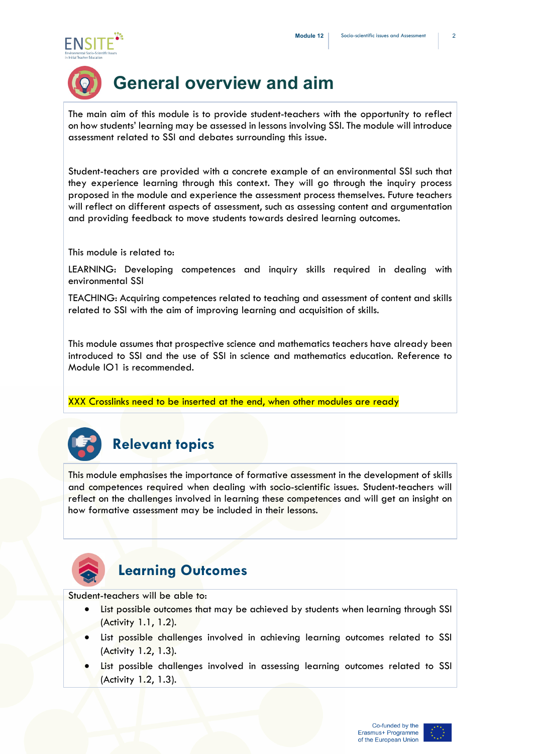# General overview and aim

The main aim of this module is to provide student-teachers with the opportunity to reflect on how students' learning may be assessed in lessons involving SSI. The module will introduce assessment related to SSI and debates surrounding this issue.

Student-teachers are provided with a concrete example of an environmental SSI such that they experience learning through this context. They will go through the inquiry process proposed in the module and experience the assessment process themselves. Future teachers will reflect on different aspects of assessment, such as assessing content and argumentation and providing feedback to move students towards desired learning outcomes.

This module is related to:

LEARNING: Developing competences and inquiry skills required in dealing with environmental SSI

TEACHING: Acquiring competences related to teaching and assessment of content and skills related to SSI with the aim of improving learning and acquisition of skills.

This module assumes that prospective science and mathematics teachers have already been introduced to SSI and the use of SSI in science and mathematics education. Reference to Module IO1 is recommended.

XXX Crosslinks need to be inserted at the end, when other modules are ready

# Relevant topics

This module emphasises the importance of formative assessment in the development of skills and competences required when dealing with socio-scientific issues. Student-teachers will reflect on the challenges involved in learning these competences and will get an insight on how formative assessment may be included in their lessons.

# Learning Outcomes

Student-teachers will be able to:

- List possible outcomes that may be achieved by students when learning through SSI (Activity 1.1, 1.2).
- List possible challenges involved in achieving learning outcomes related to SSI (Activity 1.2, 1.3).
- List possible challenges involved in assessing learning outcomes related to SSI (Activity 1.2, 1.3).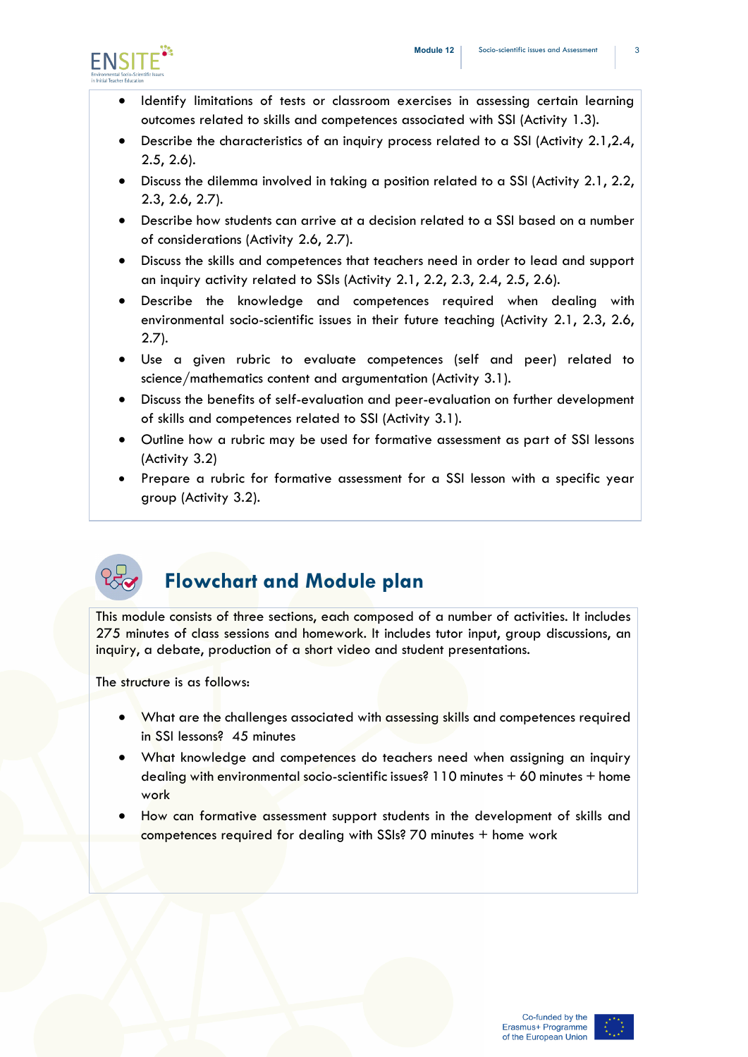- Identify limitations of tests or classroom exercises in assessing certain learning outcomes related to skills and competences associated with SSI (Activity 1.3).
- Describe the characteristics of an inquiry process related to a SSI (Activity 2.1,2.4, 2.5, 2.6).
- Discuss the dilemma involved in taking a position related to a SSI (Activity 2.1, 2.2, 2.3, 2.6, 2.7).
- Describe how students can arrive at a decision related to a SSI based on a number of considerations (Activity 2.6, 2.7).
- Discuss the skills and competences that teachers need in order to lead and support an inquiry activity related to SSIs (Activity 2.1, 2.2, 2.3, 2.4, 2.5, 2.6).
- Describe the knowledge and competences required when dealing with environmental socio-scientific issues in their future teaching (Activity 2.1, 2.3, 2.6, 2.7).
- Use a given rubric to evaluate competences (self and peer) related to science/mathematics content and argumentation (Activity 3.1).
- Discuss the benefits of self-evaluation and peer-evaluation on further development of skills and competences related to SSI (Activity 3.1).
- Outline how a rubric may be used for formative assessment as part of SSI lessons (Activity 3.2)
- Prepare a rubric for formative assessment for a SSI lesson with a specific year group (Activity 3.2).

## Flowchart and Module plan

This module consists of three sections, each composed of a number of activities. It includes 275 minutes of class sessions and homework. It includes tutor input, group discussions, an inquiry, a debate, production of a short video and student presentations.

The structure is as follows:

- What are the challenges associated with assessing skills and competences required in SSI lessons? 45 minutes
- What knowledge and competences do teachers need when assigning an inquiry dealing with environmental socio-scientific issues? 110 minutes + 60 minutes + home work
- How can formative assessment support students in the development of skills and competences required for dealing with SSIs? 70 minutes + home work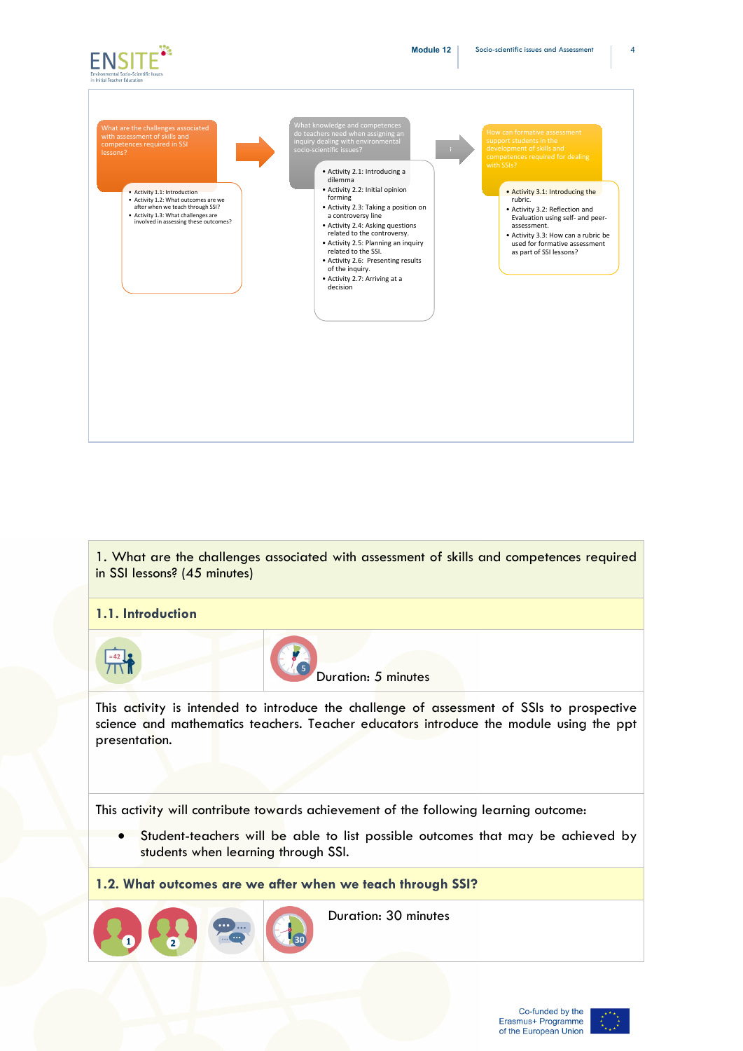What are the challenges associated with assessment of skills and competences required in SSI lessons?

- Activity 1.1: Introduction
- Activity 1.2: What outcomes are we after when we teach through SSI?
- Activity 1.3: What challenges are involved in assessing these outcomes?

What knowledge and competences do teachers need when assigning an inquiry dealing with environmental socio-scientific issues?

- Activity 2.1: Introducing a dilemma
- Activity 2.2: Initial opinion forming
- Activity 2.3: Taking a position on a controversy line
- Activity 2.4: Asking questions related to the controversy.
- Activity 2.5: Planning an inquiry related to the SSI.
- Activity 2.6: Presenting results of the inquiry.
- Activity 2.7: Arriving at a decision

How can formative assessment support students in the development of skills and competences required for dealing with SSIs?

- Activity 3.1: Introducing the rubric.
- Activity 3.2: Reflection and Evaluation using self- and peer-assessment.
- Activity 3.3: How can a rubric be used for formative assessment as part of SSI lessons?

## 1. What are the challenges associated with assessment of skills and competences required in SSI lessons? (45 minutes)

### 1.1. Introduction

Duration: 5 minutes

This activity is intended to introduce the challenge of assessment of SSIs to prospective science and mathematics teachers. Teacher educators introduce the module using the ppt presentation.

This activity will contribute towards achievement of the following learning outcome:

- Student-teachers will be able to list possible outcomes that may be achieved by students when learning through SSI.

### 1.2. What outcomes are we after when we teach through SSI?

Duration: 30 minutes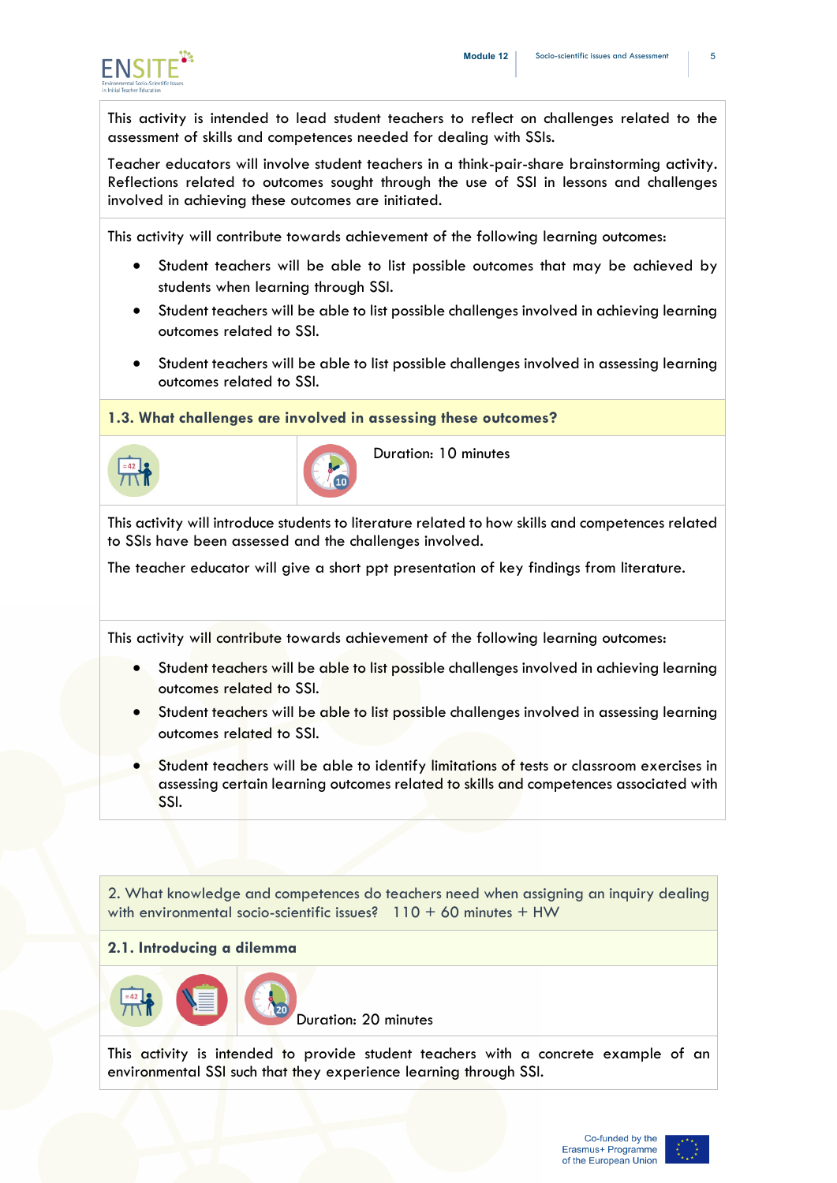This activity is intended to lead student teachers to reflect on challenges related to the assessment of skills and competences needed for dealing with SSIs.

Teacher educators will involve student teachers in a think-pair-share brainstorming activity. Reflections related to outcomes sought through the use of SSI in lessons and challenges involved in achieving these outcomes are initiated.

This activity will contribute towards achievement of the following learning outcomes:

- Student teachers will be able to list possible outcomes that may be achieved by students when learning through SSI.
- Student teachers will be able to list possible challenges involved in achieving learning outcomes related to SSI.
- Student teachers will be able to list possible challenges involved in assessing learning outcomes related to SSI.

### 1.3. What challenges are involved in assessing these outcomes?

Duration: 10 minutes

This activity will introduce students to literature related to how skills and competences related to SSIs have been assessed and the challenges involved.

The teacher educator will give a short ppt presentation of key findings from literature.

This activity will contribute towards achievement of the following learning outcomes:

- Student teachers will be able to list possible challenges involved in achieving learning outcomes related to SSI.
- Student teachers will be able to list possible challenges involved in assessing learning outcomes related to SSI.
- Student teachers will be able to identify limitations of tests or classroom exercises in assessing certain learning outcomes related to skills and competences associated with SSI.

## 2. What knowledge and competences do teachers need when assigning an inquiry dealing with environmental socio-scientific issues? 110 + 60 minutes + HW

### 2.1. Introducing a dilemma

Duration: 20 minutes

This activity is intended to provide student teachers with a concrete example of an environmental SSI such that they experience learning through SSI.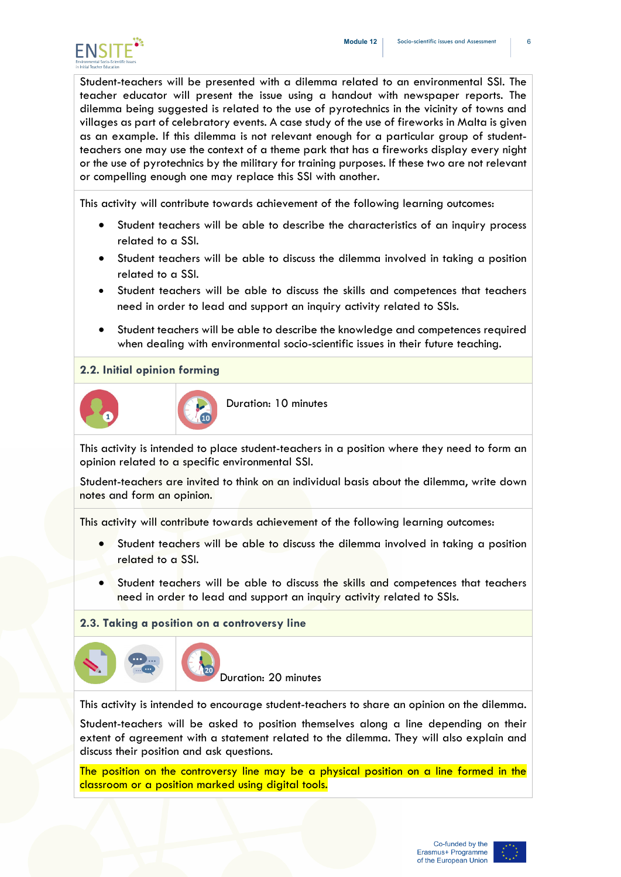Student-teachers will be presented with a dilemma related to an environmental SSI. The teacher educator will present the issue using a handout with newspaper reports. The dilemma being suggested is related to the use of pyrotechnics in the vicinity of towns and villages as part of celebratory events. A case study of the use of fireworks in Malta is given as an example. If this dilemma is not relevant enough for a particular group of student-teachers one may use the context of a theme park that has a fireworks display every night or the use of pyrotechnics by the military for training purposes. If these two are not relevant or compelling enough one may replace this SSI with another.

This activity will contribute towards achievement of the following learning outcomes:

- Student teachers will be able to describe the characteristics of an inquiry process related to a SSI.
- Student teachers will be able to discuss the dilemma involved in taking a position related to a SSI.
- Student teachers will be able to discuss the skills and competences that teachers need in order to lead and support an inquiry activity related to SSIs.
- Student teachers will be able to describe the knowledge and competences required when dealing with environmental socio-scientific issues in their future teaching.

### 2.2. Initial opinion forming

Duration: 10 minutes

This activity is intended to place student-teachers in a position where they need to form an opinion related to a specific environmental SSI.

Student-teachers are invited to think on an individual basis about the dilemma, write down notes and form an opinion.

This activity will contribute towards achievement of the following learning outcomes:

- Student teachers will be able to discuss the dilemma involved in taking a position related to a SSI.
- Student teachers will be able to discuss the skills and competences that teachers need in order to lead and support an inquiry activity related to SSIs.

### 2.3. Taking a position on a controversy line

Duration: 20 minutes

This activity is intended to encourage student-teachers to share an opinion on the dilemma.

Student-teachers will be asked to position themselves along a line depending on their extent of agreement with a statement related to the dilemma. They will also explain and discuss their position and ask questions.

The position on the controversy line may be a physical position on a line formed in the classroom or a position marked using digital tools.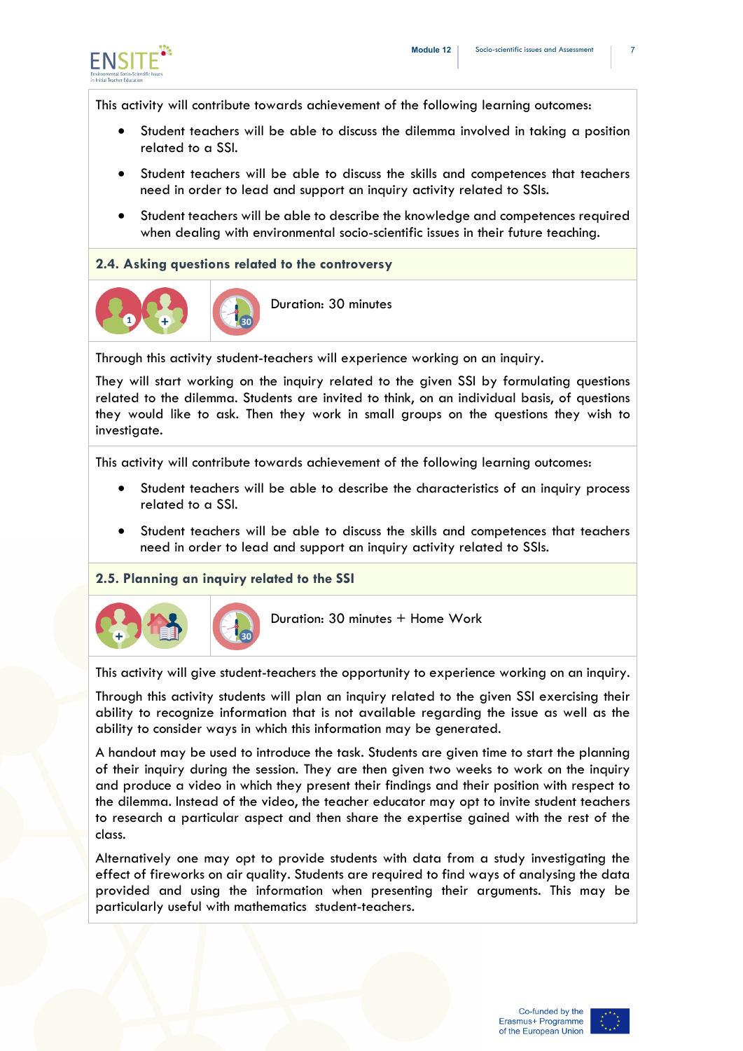This activity will contribute towards achievement of the following learning outcomes:

- Student teachers will be able to discuss the dilemma involved in taking a position related to a SSI.
- Student teachers will be able to discuss the skills and competences that teachers need in order to lead and support an inquiry activity related to SSIs.
- Student teachers will be able to describe the knowledge and competences required when dealing with environmental socio-scientific issues in their future teaching.

### 2.4. Asking questions related to the controversy

Duration: 30 minutes

Through this activity student-teachers will experience working on an inquiry.

They will start working on the inquiry related to the given SSI by formulating questions related to the dilemma. Students are invited to think, on an individual basis, of questions they would like to ask. Then they work in small groups on the questions they wish to investigate.

This activity will contribute towards achievement of the following learning outcomes:

- Student teachers will be able to describe the characteristics of an inquiry process related to a SSI.
- Student teachers will be able to discuss the skills and competences that teachers need in order to lead and support an inquiry activity related to SSIs.

### 2.5. Planning an inquiry related to the SSI

Duration: 30 minutes + Home Work

This activity will give student-teachers the opportunity to experience working on an inquiry.

Through this activity students will plan an inquiry related to the given SSI exercising their ability to recognize information that is not available regarding the issue as well as the ability to consider ways in which this information may be generated.

A handout may be used to introduce the task. Students are given time to start the planning of their inquiry during the session. They are then given two weeks to work on the inquiry and produce a video in which they present their findings and their position with respect to the dilemma. Instead of the video, the teacher educator may opt to invite student teachers to research a particular aspect and then share the expertise gained with the rest of the class.

Alternatively one may opt to provide students with data from a study investigating the effect of fireworks on air quality. Students are required to find ways of analysing the data provided and using the information when presenting their arguments. This may be particularly useful with mathematics student-teachers.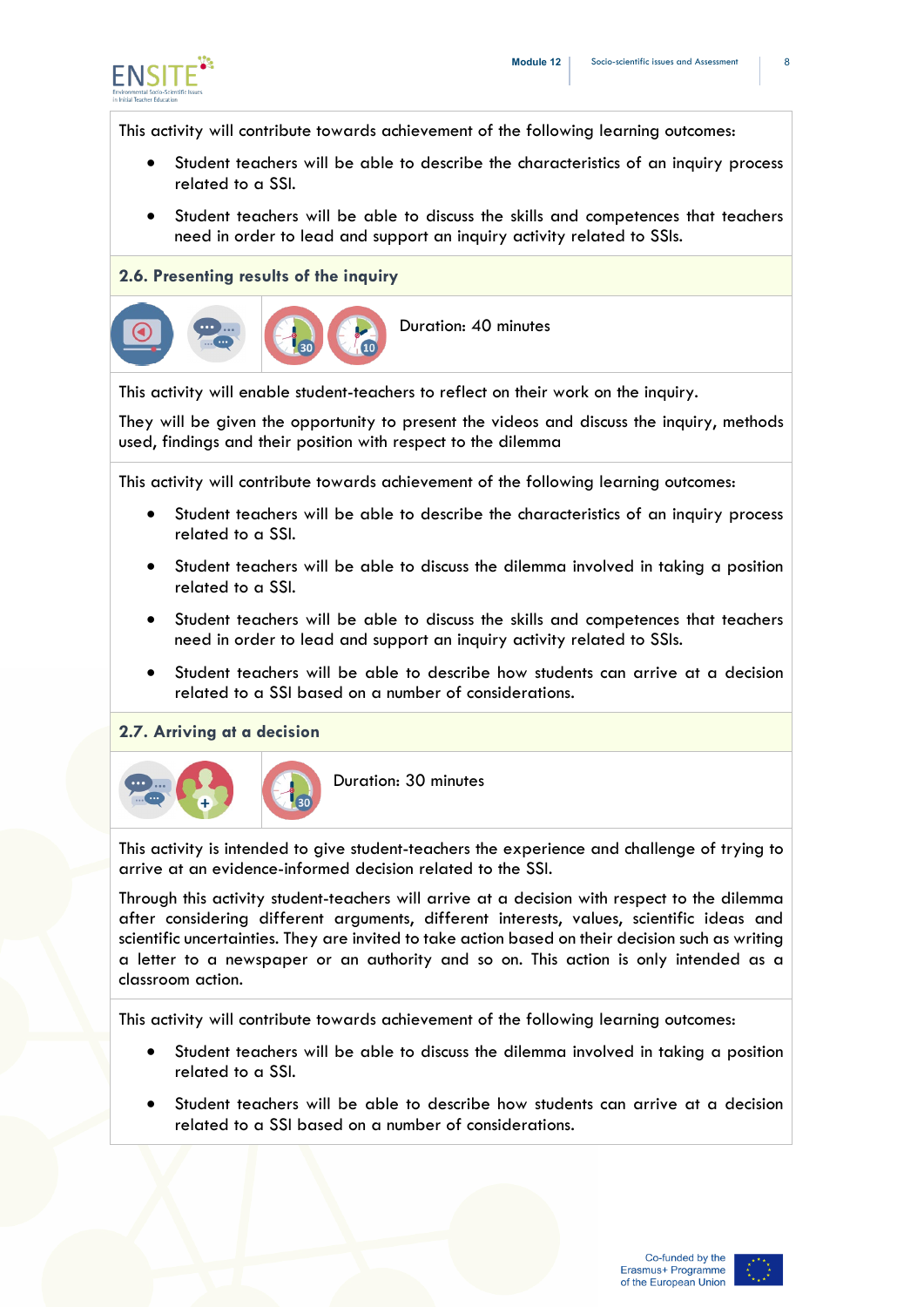This activity will contribute towards achievement of the following learning outcomes:

- Student teachers will be able to describe the characteristics of an inquiry process related to a SSI.
- Student teachers will be able to discuss the skills and competences that teachers need in order to lead and support an inquiry activity related to SSIs.

### 2.6. Presenting results of the inquiry

Duration: 40 minutes

This activity will enable student-teachers to reflect on their work on the inquiry.

They will be given the opportunity to present the videos and discuss the inquiry, methods used, findings and their position with respect to the dilemma

This activity will contribute towards achievement of the following learning outcomes:

- Student teachers will be able to describe the characteristics of an inquiry process related to a SSI.
- Student teachers will be able to discuss the dilemma involved in taking a position related to a SSI.
- Student teachers will be able to discuss the skills and competences that teachers need in order to lead and support an inquiry activity related to SSIs.
- Student teachers will be able to describe how students can arrive at a decision related to a SSI based on a number of considerations.

### 2.7. Arriving at a decision

Duration: 30 minutes

This activity is intended to give student-teachers the experience and challenge of trying to arrive at an evidence-informed decision related to the SSI.

Through this activity student-teachers will arrive at a decision with respect to the dilemma after considering different arguments, different interests, values, scientific ideas and scientific uncertainties. They are invited to take action based on their decision such as writing a letter to a newspaper or an authority and so on. This action is only intended as a classroom action.

This activity will contribute towards achievement of the following learning outcomes:

- Student teachers will be able to discuss the dilemma involved in taking a position related to a SSI.
- Student teachers will be able to describe how students can arrive at a decision related to a SSI based on a number of considerations.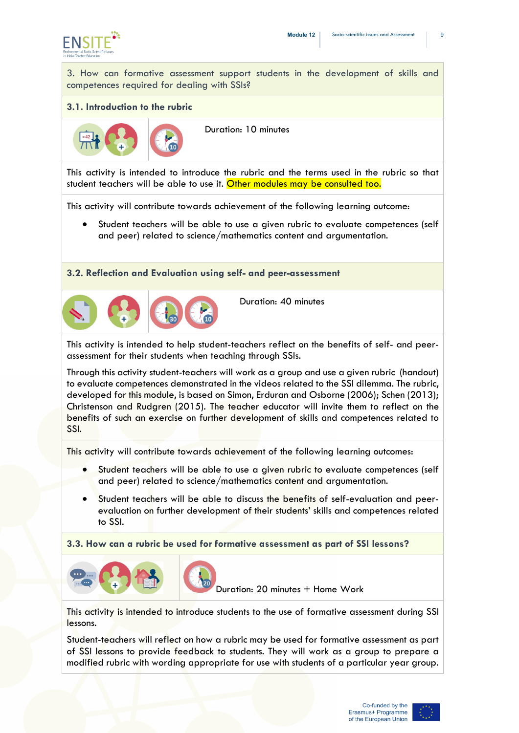3. How can formative assessment support students in the development of skills and competences required for dealing with SSIs?

### 3.1. Introduction to the rubric

Duration: 10 minutes

This activity is intended to introduce the rubric and the terms used in the rubric so that student teachers will be able to use it. Other modules may be consulted too.

This activity will contribute towards achievement of the following learning outcome:

- Student teachers will be able to use a given rubric to evaluate competences (self and peer) related to science/mathematics content and argumentation.

### 3.2. Reflection and Evaluation using self- and peer-assessment

Duration: 40 minutes

This activity is intended to help student-teachers reflect on the benefits of self- and peer-assessment for their students when teaching through SSIs.

Through this activity student-teachers will work as a group and use a given rubric (handout) to evaluate competences demonstrated in the videos related to the SSI dilemma. The rubric, developed for this module, is based on Simon, Erduran and Osborne (2006); Schen (2013); Christenson and Rudgren (2015). The teacher educator will invite them to reflect on the benefits of such an exercise on further development of skills and competences related to SSI.

This activity will contribute towards achievement of the following learning outcomes:

- Student teachers will be able to use a given rubric to evaluate competences (self and peer) related to science/mathematics content and argumentation.
- Student teachers will be able to discuss the benefits of self-evaluation and peer-evaluation on further development of their students' skills and competences related to SSI.

### 3.3. How can a rubric be used for formative assessment as part of SSI lessons?

Duration: 20 minutes + Home Work

This activity is intended to introduce students to the use of formative assessment during SSI lessons.

Student-teachers will reflect on how a rubric may be used for formative assessment as part of SSI lessons to provide feedback to students. They will work as a group to prepare a modified rubric with wording appropriate for use with students of a particular year group.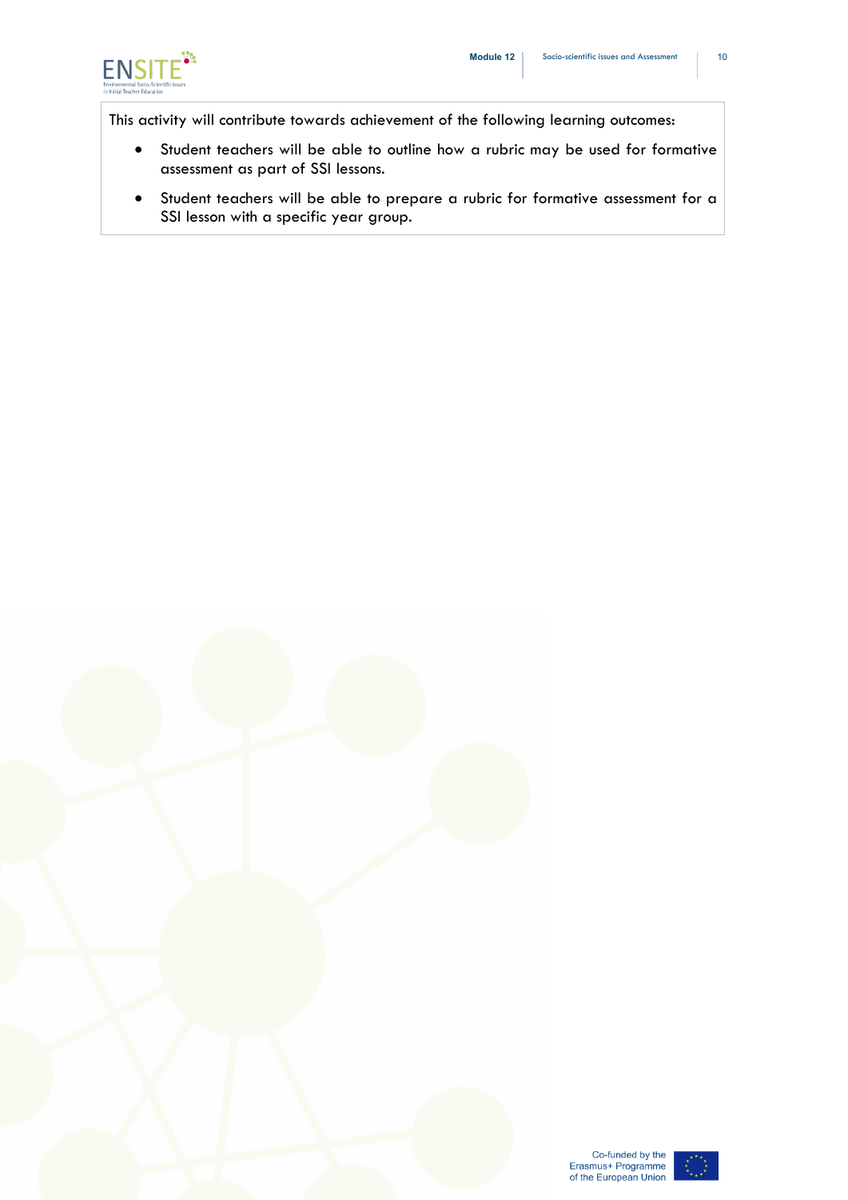This activity will contribute towards achievement of the following learning outcomes:

- Student teachers will be able to outline how a rubric may be used for formative assessment as part of SSI lessons.
- Student teachers will be able to prepare a rubric for formative assessment for a SSI lesson with a specific year group.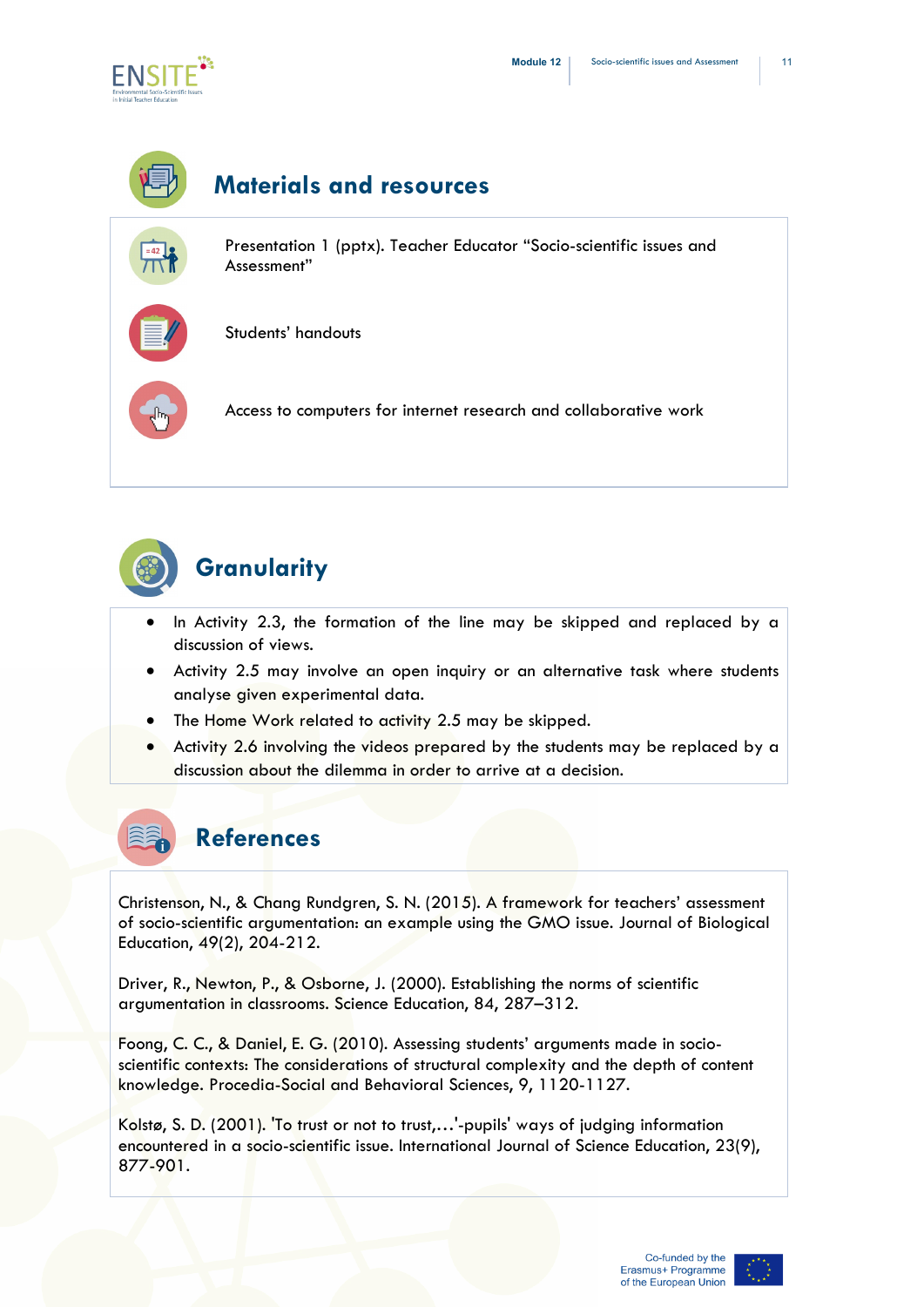## Materials and resources

Presentation 1 (pptx). Teacher Educator "Socio-scientific issues and Assessment"

Students' handouts

Access to computers for internet research and collaborative work

## Granularity

- In Activity 2.3, the formation of the line may be skipped and replaced by a discussion of views.
- Activity 2.5 may involve an open inquiry or an alternative task where students analyse given experimental data.
- The Home Work related to activity 2.5 may be skipped.
- Activity 2.6 involving the videos prepared by the students may be replaced by a discussion about the dilemma in order to arrive at a decision.

## References

Christenson, N., & Chang Rundgren, S. N. (2015). A framework for teachers' assessment of socio-scientific argumentation: an example using the GMO issue. Journal of Biological Education, 49(2), 204-212.

Driver, R., Newton, P., & Osborne, J. (2000). Establishing the norms of scientific argumentation in classrooms. Science Education, 84, 287–312.

Foong, C. C., & Daniel, E. G. (2010). Assessing students' arguments made in socio-scientific contexts: The considerations of structural complexity and the depth of content knowledge. Procedia-Social and Behavioral Sciences, 9, 1120-1127.

Kolstø, S. D. (2001). 'To trust or not to trust,…'-pupils' ways of judging information encountered in a socio-scientific issue. International Journal of Science Education, 23(9), 877-901.

Co-funded by the Erasmus+ Programme of the European Union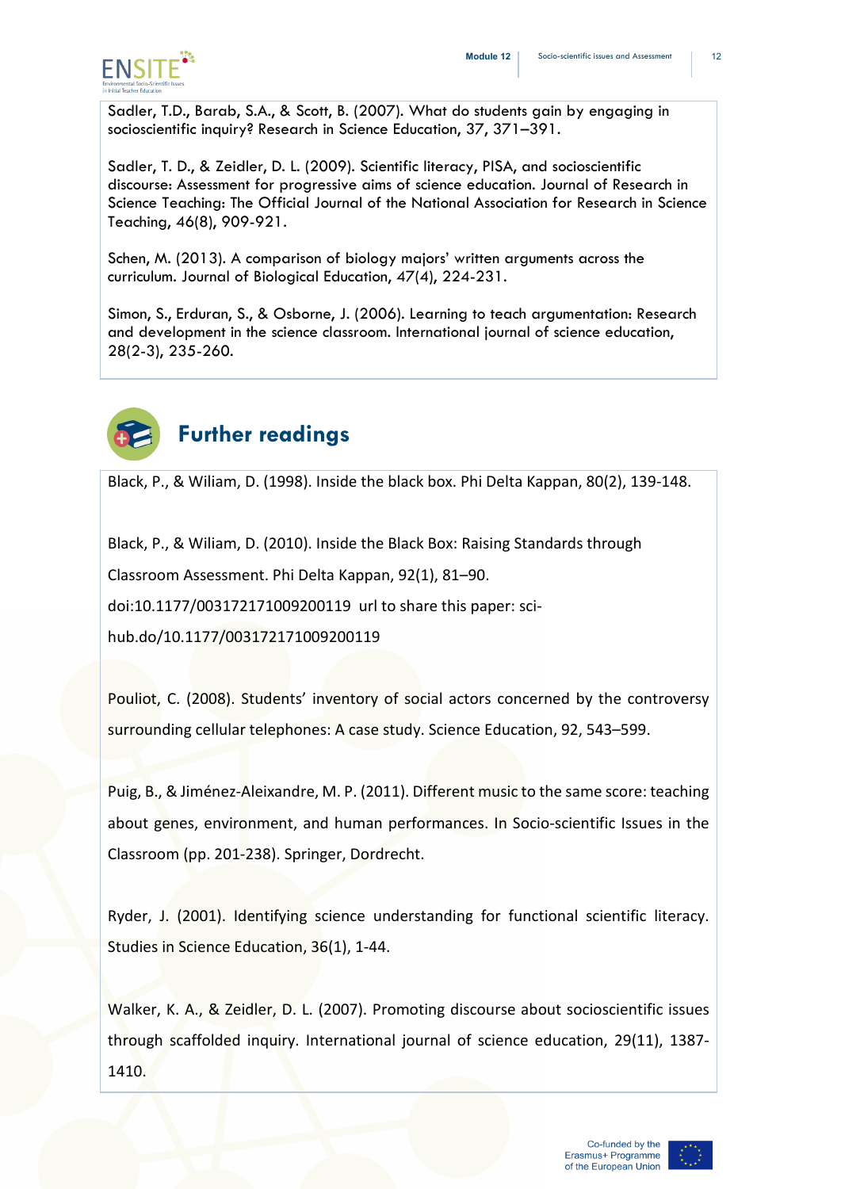Sadler, T.D., Barab, S.A., & Scott, B. (2007). What do students gain by engaging in socioscientific inquiry? Research in Science Education, 37, 371–391.

Sadler, T. D., & Zeidler, D. L. (2009). Scientific literacy, PISA, and socioscientific discourse: Assessment for progressive aims of science education. Journal of Research in Science Teaching: The Official Journal of the National Association for Research in Science Teaching, 46(8), 909-921.

Schen, M. (2013). A comparison of biology majors' written arguments across the curriculum. Journal of Biological Education, 47(4), 224-231.

Simon, S., Erduran, S., & Osborne, J. (2006). Learning to teach argumentation: Research and development in the science classroom. International journal of science education, 28(2-3), 235-260.

## Further readings

Black, P., & Wiliam, D. (1998). Inside the black box. Phi Delta Kappan, 80(2), 139-148.

Black, P., & Wiliam, D. (2010). Inside the Black Box: Raising Standards through Classroom Assessment. Phi Delta Kappan, 92(1), 81–90. doi:10.1177/003172171009200119 url to share this paper: sci-hub.do/10.1177/003172171009200119

Pouliot, C. (2008). Students' inventory of social actors concerned by the controversy surrounding cellular telephones: A case study. Science Education, 92, 543–599.

Puig, B., & Jiménez-Aleixandre, M. P. (2011). Different music to the same score: teaching about genes, environment, and human performances. In Socio-scientific Issues in the Classroom (pp. 201-238). Springer, Dordrecht.

Ryder, J. (2001). Identifying science understanding for functional scientific literacy. Studies in Science Education, 36(1), 1-44.

Walker, K. A., & Zeidler, D. L. (2007). Promoting discourse about socioscientific issues through scaffolded inquiry. International journal of science education, 29(11), 1387-1410.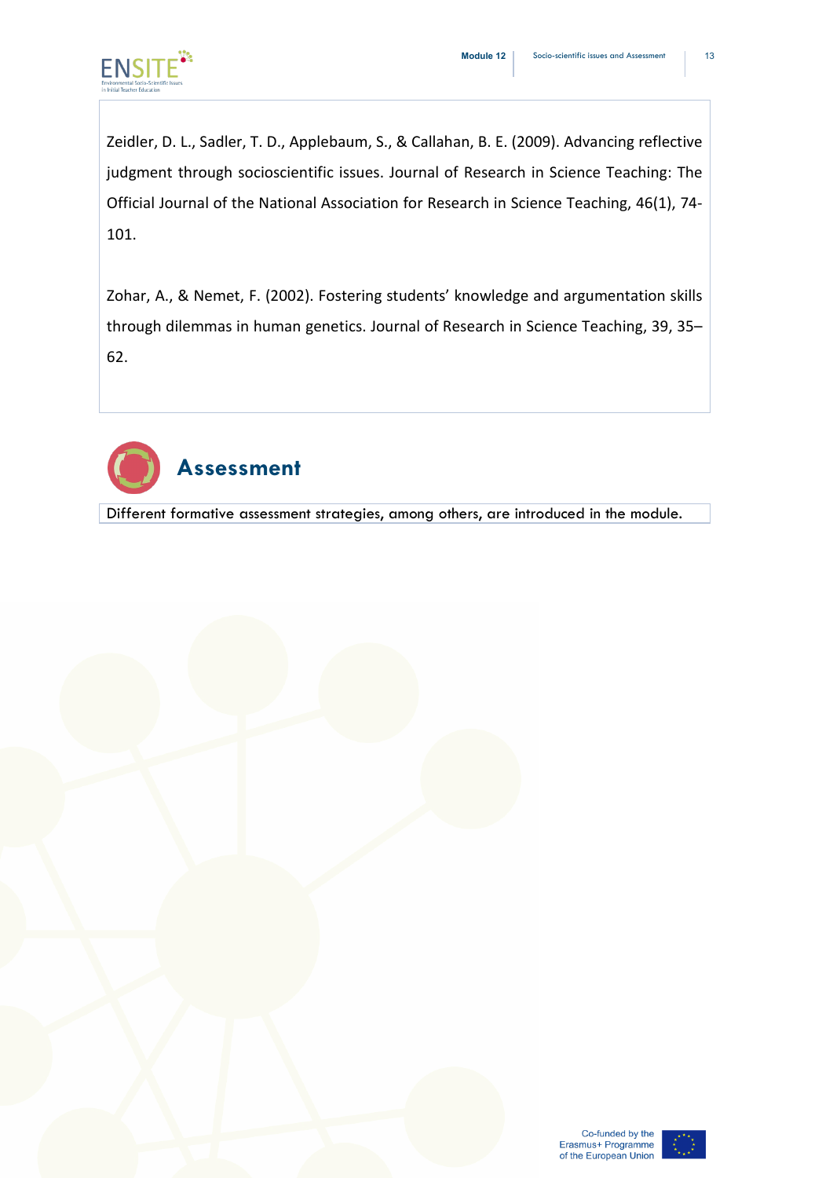Zeidler, D. L., Sadler, T. D., Applebaum, S., & Callahan, B. E. (2009). Advancing reflective judgment through socioscientific issues. Journal of Research in Science Teaching: The Official Journal of the National Association for Research in Science Teaching, 46(1), 74-101.

Zohar, A., & Nemet, F. (2002). Fostering students' knowledge and argumentation skills through dilemmas in human genetics. Journal of Research in Science Teaching, 39, 35–62.

## Assessment

Different formative assessment strategies, among others, are introduced in the module.

Co-funded by the Erasmus+ Programme of the European Union